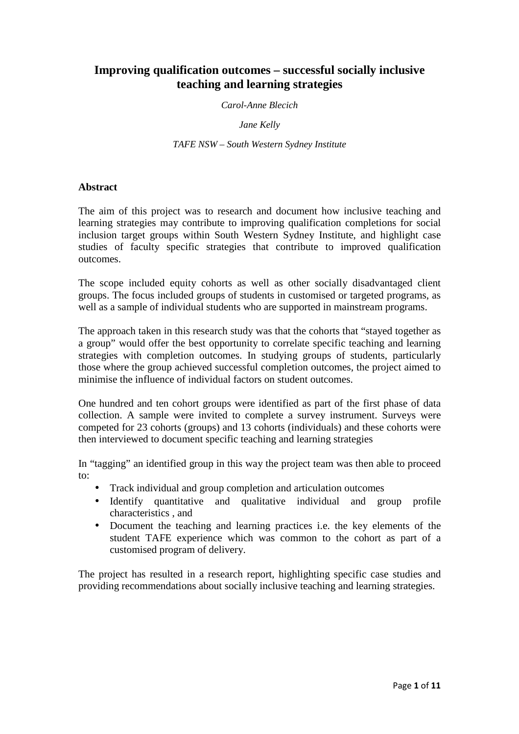# Improving qualification outcomes – successful socially inclusive teaching and learning strategies

*Carol-Anne Blecich*

*Jane Kelly*

*TAFE NSW – South Western Sydney Institute*

## Abstract

The aim of this project was to research and document how inclusive teaching and learning strategies may contribute to improving qualification completions for social inclusion target groups within South Western Sydney Institute, and highlight case studies of faculty specific strategies that contribute to improved qualification outcomes.

The scope included equity cohorts as well as other socially disadvantaged client groups. The focus included groups of students in customised or targeted programs, as well as a sample of individual students who are supported in mainstream programs.

The approach taken in this research study was that the cohorts that "stayed together as a group" would offer the best opportunity to correlate specific teaching and learning strategies with completion outcomes. In studying groups of students, particularly those where the group achieved successful completion outcomes, the project aimed to minimise the influence of individual factors on student outcomes.

One hundred and ten cohort groups were identified as part of the first phase of data collection. A sample were invited to complete a survey instrument. Surveys were competed for 23 cohorts (groups) and 13 cohorts (individuals) and these cohorts were then interviewed to document specific teaching and learning strategies

In "tagging" an identified group in this way the project team was then able to proceed to:

- Track individual and group completion and articulation outcomes
- Identify quantitative and qualitative individual and group profile characteristics , and
- Document the teaching and learning practices i.e. the key elements of the student TAFE experience which was common to the cohort as part of a customised program of delivery.

The project has resulted in a research report, highlighting specific case studies and providing recommendations about socially inclusive teaching and learning strategies.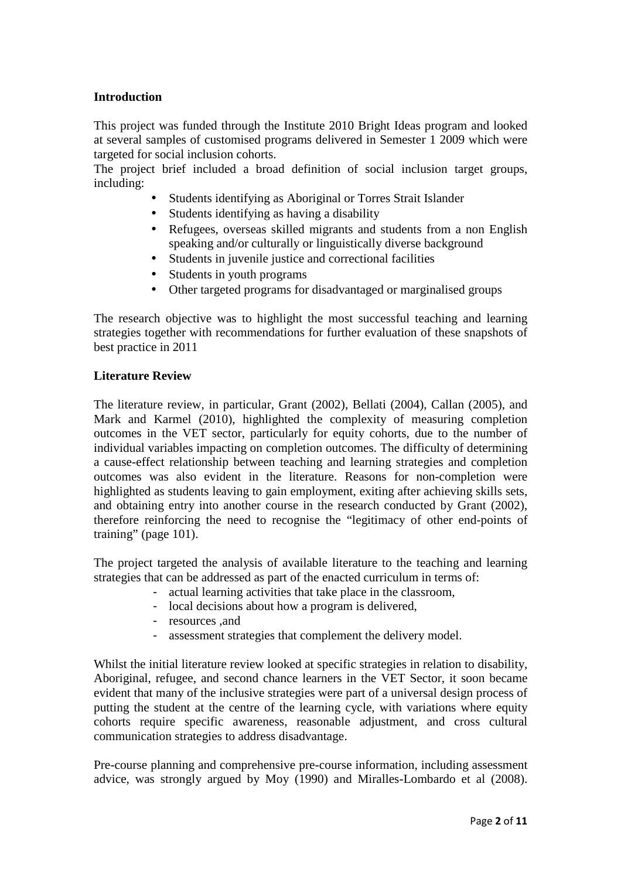## Introduction

This project was funded through the Institute 2010 Bright Ideas program and looked at several samples of customised programs delivered in Semester 1 2009 which were targeted for social inclusion cohorts.

The project brief included a broad definition of social inclusion target groups, including:

- Students identifying as Aboriginal or Torres Strait Islander
- Students identifying as having a disability
- Refugees, overseas skilled migrants and students from a non English speaking and/or culturally or linguistically diverse background
- Students in juvenile justice and correctional facilities
- Students in youth programs
- Other targeted programs for disadvantaged or marginalised groups

The research objective was to highlight the most successful teaching and learning strategies together with recommendations for further evaluation of these snapshots of best practice in 2011

## Literature Review

The literature review, in particular, Grant (2002), Bellati (2004), Callan (2005), and Mark and Karmel (2010), highlighted the complexity of measuring completion outcomes in the VET sector, particularly for equity cohorts, due to the number of individual variables impacting on completion outcomes. The difficulty of determining a cause-effect relationship between teaching and learning strategies and completion outcomes was also evident in the literature. Reasons for non-completion were highlighted as students leaving to gain employment, exiting after achieving skills sets, and obtaining entry into another course in the research conducted by Grant (2002), therefore reinforcing the need to recognise the "legitimacy of other end-points of training" (page 101).

The project targeted the analysis of available literature to the teaching and learning strategies that can be addressed as part of the enacted curriculum in terms of:

- actual learning activities that take place in the classroom,
- local decisions about how a program is delivered,
- resources ,and
- assessment strategies that complement the delivery model.

Whilst the initial literature review looked at specific strategies in relation to disability, Aboriginal, refugee, and second chance learners in the VET Sector, it soon became evident that many of the inclusive strategies were part of a universal design process of putting the student at the centre of the learning cycle, with variations where equity cohorts require specific awareness, reasonable adjustment, and cross cultural communication strategies to address disadvantage.

Pre-course planning and comprehensive pre-course information, including assessment advice, was strongly argued by Moy (1990) and Miralles-Lombardo et al (2008).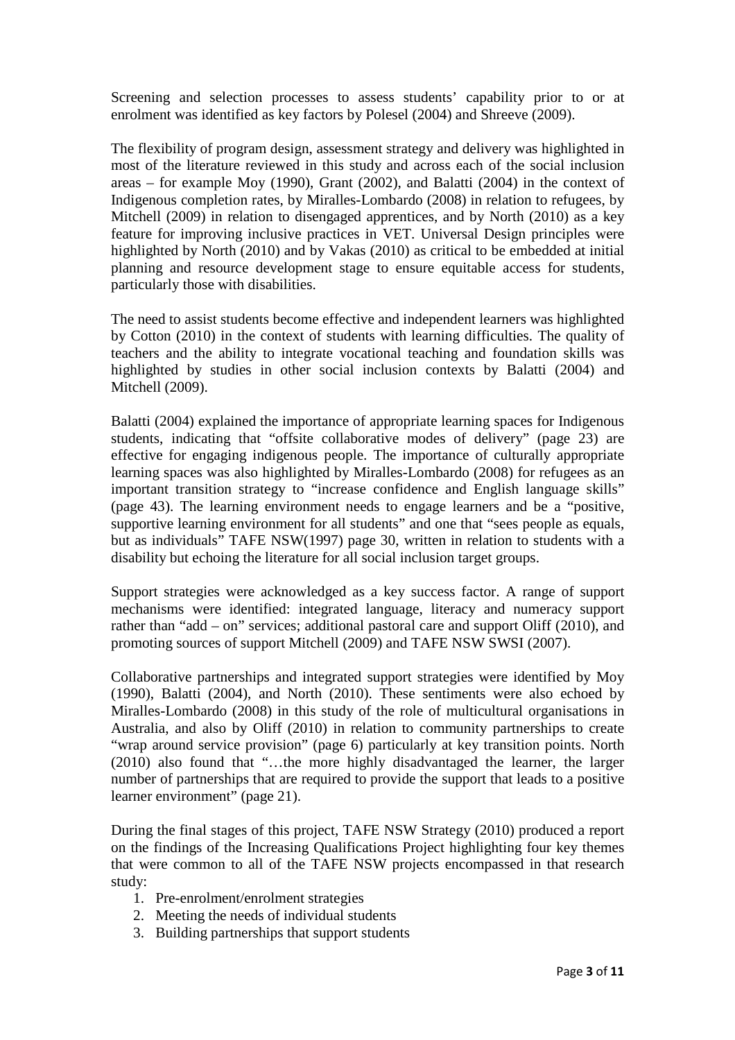Screening and selection processes to assess students' capability prior to or at enrolment was identified as key factors by Polesel (2004) and Shreeve (2009).

The flexibility of program design, assessment strategy and delivery was highlighted in most of the literature reviewed in this study and across each of the social inclusion areas – for example Moy (1990), Grant (2002), and Balatti (2004) in the context of Indigenous completion rates, by Miralles-Lombardo (2008) in relation to refugees, by Mitchell (2009) in relation to disengaged apprentices, and by North (2010) as a key feature for improving inclusive practices in VET. Universal Design principles were highlighted by North (2010) and by Vakas (2010) as critical to be embedded at initial planning and resource development stage to ensure equitable access for students, particularly those with disabilities.

The need to assist students become effective and independent learners was highlighted by Cotton (2010) in the context of students with learning difficulties. The quality of teachers and the ability to integrate vocational teaching and foundation skills was highlighted by studies in other social inclusion contexts by Balatti (2004) and Mitchell (2009).

Balatti (2004) explained the importance of appropriate learning spaces for Indigenous students, indicating that "offsite collaborative modes of delivery" (page 23) are effective for engaging indigenous people. The importance of culturally appropriate learning spaces was also highlighted by Miralles-Lombardo (2008) for refugees as an important transition strategy to "increase confidence and English language skills" (page 43). The learning environment needs to engage learners and be a "positive, supportive learning environment for all students" and one that "sees people as equals, but as individuals" TAFE NSW(1997) page 30, written in relation to students with a disability but echoing the literature for all social inclusion target groups.

Support strategies were acknowledged as a key success factor. A range of support mechanisms were identified: integrated language, literacy and numeracy support rather than "add – on" services; additional pastoral care and support Oliff (2010), and promoting sources of support Mitchell (2009) and TAFE NSW SWSI (2007).

Collaborative partnerships and integrated support strategies were identified by Moy (1990), Balatti (2004), and North (2010). These sentiments were also echoed by Miralles-Lombardo (2008) in this study of the role of multicultural organisations in Australia, and also by Oliff (2010) in relation to community partnerships to create "wrap around service provision" (page 6) particularly at key transition points. North (2010) also found that "…the more highly disadvantaged the learner, the larger number of partnerships that are required to provide the support that leads to a positive learner environment" (page 21).

During the final stages of this project, TAFE NSW Strategy (2010) produced a report on the findings of the Increasing Qualifications Project highlighting four key themes that were common to all of the TAFE NSW projects encompassed in that research study:

1. Pre-enrolment/enrolment strategies
2. Meeting the needs of individual students
3. Building partnerships that support students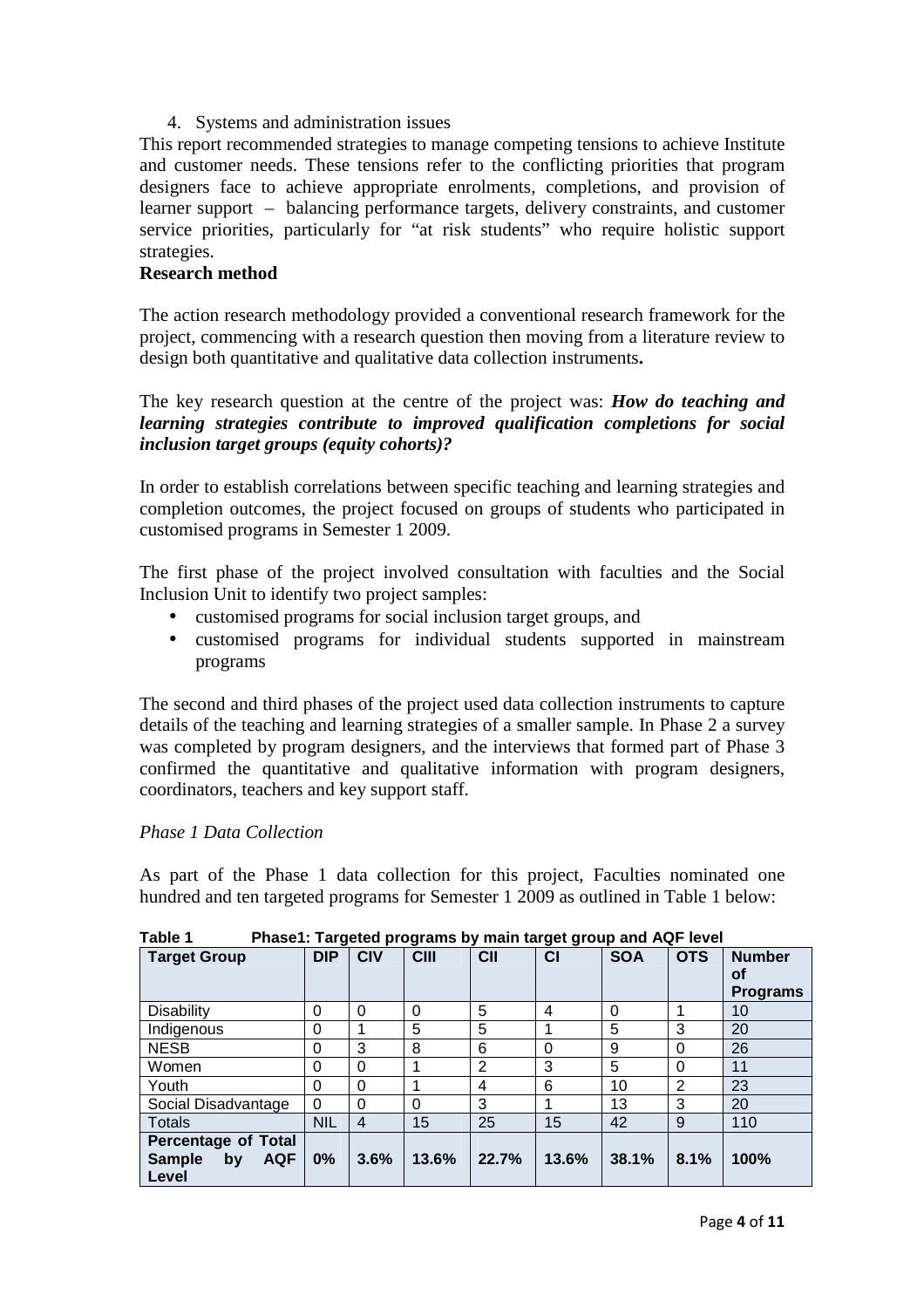4. Systems and administration issues

This report recommended strategies to manage competing tensions to achieve Institute and customer needs. These tensions refer to the conflicting priorities that program designers face to achieve appropriate enrolments, completions, and provision of learner support – balancing performance targets, delivery constraints, and customer service priorities, particularly for "at risk students" who require holistic support strategies.

**Research method**

The action research methodology provided a conventional research framework for the project, commencing with a research question then moving from a literature review to design both quantitative and qualitative data collection instruments**.**

The key research question at the centre of the project was: ***How do teaching and learning strategies contribute to improved qualification completions for social inclusion target groups (equity cohorts)?***

In order to establish correlations between specific teaching and learning strategies and completion outcomes, the project focused on groups of students who participated in customised programs in Semester 1 2009.

The first phase of the project involved consultation with faculties and the Social Inclusion Unit to identify two project samples:

- customised programs for social inclusion target groups, and
- customised programs for individual students supported in mainstream programs

The second and third phases of the project used data collection instruments to capture details of the teaching and learning strategies of a smaller sample. In Phase 2 a survey was completed by program designers, and the interviews that formed part of Phase 3 confirmed the quantitative and qualitative information with program designers, coordinators, teachers and key support staff.

*Phase 1 Data Collection*

As part of the Phase 1 data collection for this project, Faculties nominated one hundred and ten targeted programs for Semester 1 2009 as outlined in Table 1 below:

**Table 1 Phase1: Targeted programs by main target group and AQF level**

| Target Group | DIP | CIV | CIII | CII | CI | SOA | OTS | Number of Programs |
|---|---|---|---|---|---|---|---|---|
| Disability | 0 | 0 | 0 | 5 | 4 | 0 | 1 | 10 |
| Indigenous | 0 | 1 | 5 | 5 | 1 | 5 | 3 | 20 |
| NESB | 0 | 3 | 8 | 6 | 0 | 9 | 0 | 26 |
| Women | 0 | 0 | 1 | 2 | 3 | 5 | 0 | 11 |
| Youth | 0 | 0 | 1 | 4 | 6 | 10 | 2 | 23 |
| Social Disadvantage | 0 | 0 | 0 | 3 | 1 | 13 | 3 | 20 |
| Totals | NIL | 4 | 15 | 25 | 15 | 42 | 9 | 110 |
| **Percentage of Total Sample by AQF Level** | **0%** | **3.6%** | **13.6%** | **22.7%** | **13.6%** | **38.1%** | **8.1%** | **100%** |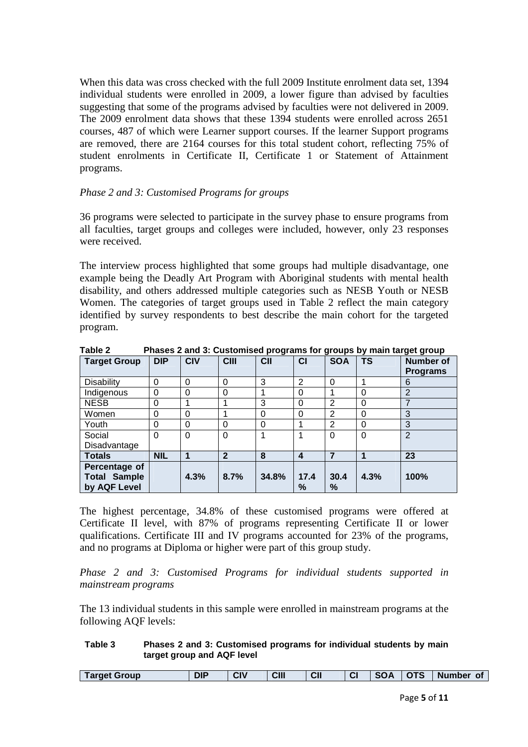When this data was cross checked with the full 2009 Institute enrolment data set, 1394 individual students were enrolled in 2009, a lower figure than advised by faculties suggesting that some of the programs advised by faculties were not delivered in 2009. The 2009 enrolment data shows that these 1394 students were enrolled across 2651 courses, 487 of which were Learner support courses. If the learner Support programs are removed, there are 2164 courses for this total student cohort, reflecting 75% of student enrolments in Certificate II, Certificate 1 or Statement of Attainment programs.

*Phase 2 and 3: Customised Programs for groups*

36 programs were selected to participate in the survey phase to ensure programs from all faculties, target groups and colleges were included, however, only 23 responses were received.

The interview process highlighted that some groups had multiple disadvantage, one example being the Deadly Art Program with Aboriginal students with mental health disability, and others addressed multiple categories such as NESB Youth or NESB Women. The categories of target groups used in Table 2 reflect the main category identified by survey respondents to best describe the main cohort for the targeted program.

**Table 2 Phases 2 and 3: Customised programs for groups by main target group**

| Target Group | DIP | CIV | CIII | CII | CI | SOA | TS | Number of Programs |
|---|---|---|---|---|---|---|---|---|
| Disability | 0 | 0 | 0 | 3 | 2 | 0 | 1 | 6 |
| Indigenous | 0 | 0 | 0 | 1 | 0 | 1 | 0 | 2 |
| NESB | 0 | 1 | 1 | 3 | 0 | 2 | 0 | 7 |
| Women | 0 | 0 | 1 | 0 | 0 | 2 | 0 | 3 |
| Youth | 0 | 0 | 0 | 0 | 1 | 2 | 0 | 3 |
| Social Disadvantage | 0 | 0 | 0 | 1 | 1 | 0 | 0 | 2 |
| **Totals** | **NIL** | **1** | **2** | **8** | **4** | **7** | **1** | **23** |
| **Percentage of Total Sample by AQF Level** | | **4.3%** | **8.7%** | **34.8%** | **17.4 %** | **30.4 %** | **4.3%** | **100%** |

The highest percentage, 34.8% of these customised programs were offered at Certificate II level, with 87% of programs representing Certificate II or lower qualifications. Certificate III and IV programs accounted for 23% of the programs, and no programs at Diploma or higher were part of this group study.

*Phase 2 and 3: Customised Programs for individual students supported in mainstream programs*

The 13 individual students in this sample were enrolled in mainstream programs at the following AQF levels:

**Table 3 Phases 2 and 3: Customised programs for individual students by main target group and AQF level**

| Target Group | DIP | CIV | CIII | CII | CI | SOA | OTS | Number of |
|---|---|---|---|---|---|---|---|---|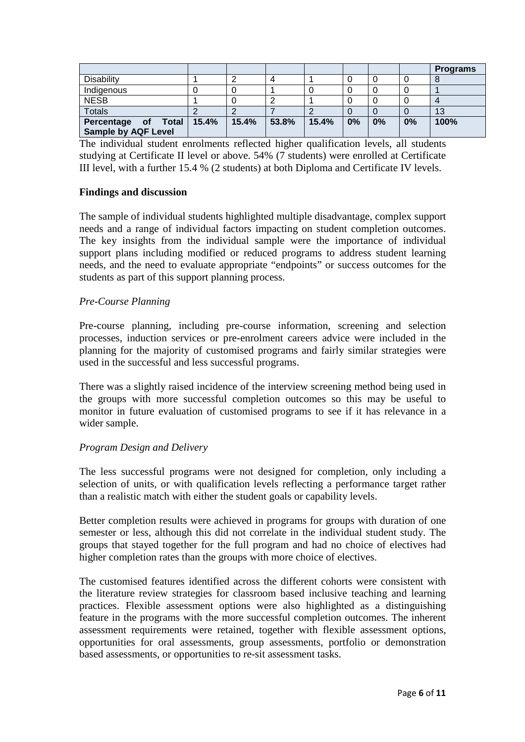| | | | | | | | | Programs |
|---|---|---|---|---|---|---|---|---|
| Disability | 1 | 2 | 4 | 1 | 0 | 0 | 0 | 8 |
| Indigenous | 0 | 0 | 1 | 0 | 0 | 0 | 0 | 1 |
| NESB | 1 | 0 | 2 | 1 | 0 | 0 | 0 | 4 |
| Totals | 2 | 2 | 7 | 2 | 0 | 0 | 0 | 13 |
| **Percentage of Total Sample by AQF Level** | **15.4%** | **15.4%** | **53.8%** | **15.4%** | **0%** | **0%** | **0%** | **100%** |

The individual student enrolments reflected higher qualification levels, all students studying at Certificate II level or above. 54% (7 students) were enrolled at Certificate III level, with a further 15.4 % (2 students) at both Diploma and Certificate IV levels.

**Findings and discussion**

The sample of individual students highlighted multiple disadvantage, complex support needs and a range of individual factors impacting on student completion outcomes. The key insights from the individual sample were the importance of individual support plans including modified or reduced programs to address student learning needs, and the need to evaluate appropriate "endpoints" or success outcomes for the students as part of this support planning process.

*Pre-Course Planning*

Pre-course planning, including pre-course information, screening and selection processes, induction services or pre-enrolment careers advice were included in the planning for the majority of customised programs and fairly similar strategies were used in the successful and less successful programs.

There was a slightly raised incidence of the interview screening method being used in the groups with more successful completion outcomes so this may be useful to monitor in future evaluation of customised programs to see if it has relevance in a wider sample.

*Program Design and Delivery*

The less successful programs were not designed for completion, only including a selection of units, or with qualification levels reflecting a performance target rather than a realistic match with either the student goals or capability levels.

Better completion results were achieved in programs for groups with duration of one semester or less, although this did not correlate in the individual student study. The groups that stayed together for the full program and had no choice of electives had higher completion rates than the groups with more choice of electives.

The customised features identified across the different cohorts were consistent with the literature review strategies for classroom based inclusive teaching and learning practices. Flexible assessment options were also highlighted as a distinguishing feature in the programs with the more successful completion outcomes. The inherent assessment requirements were retained, together with flexible assessment options, opportunities for oral assessments, group assessments, portfolio or demonstration based assessments, or opportunities to re-sit assessment tasks.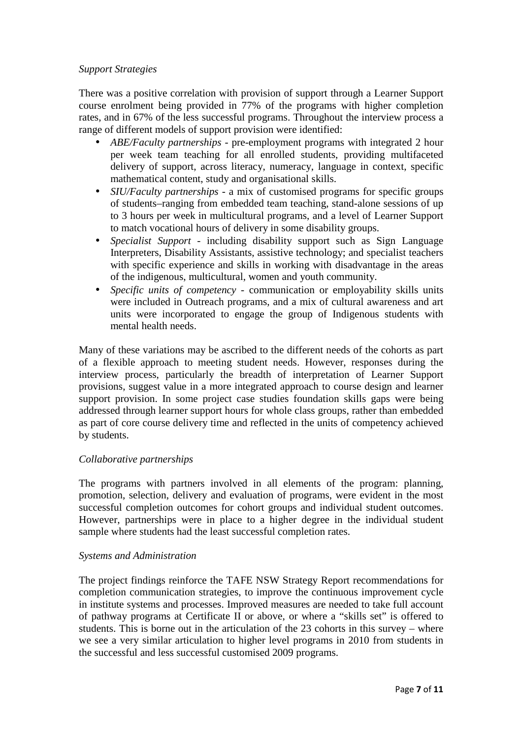*Support Strategies*

There was a positive correlation with provision of support through a Learner Support course enrolment being provided in 77% of the programs with higher completion rates, and in 67% of the less successful programs. Throughout the interview process a range of different models of support provision were identified:

- *ABE/Faculty partnerships* - pre-employment programs with integrated 2 hour per week team teaching for all enrolled students, providing multifaceted delivery of support, across literacy, numeracy, language in context, specific mathematical content, study and organisational skills.
- *SIU/Faculty partnerships* - a mix of customised programs for specific groups of students–ranging from embedded team teaching, stand-alone sessions of up to 3 hours per week in multicultural programs, and a level of Learner Support to match vocational hours of delivery in some disability groups.
- *Specialist Support* - including disability support such as Sign Language Interpreters, Disability Assistants, assistive technology; and specialist teachers with specific experience and skills in working with disadvantage in the areas of the indigenous, multicultural, women and youth community.
- *Specific units of competency* - communication or employability skills units were included in Outreach programs, and a mix of cultural awareness and art units were incorporated to engage the group of Indigenous students with mental health needs.

Many of these variations may be ascribed to the different needs of the cohorts as part of a flexible approach to meeting student needs. However, responses during the interview process, particularly the breadth of interpretation of Learner Support provisions, suggest value in a more integrated approach to course design and learner support provision. In some project case studies foundation skills gaps were being addressed through learner support hours for whole class groups, rather than embedded as part of core course delivery time and reflected in the units of competency achieved by students.

*Collaborative partnerships*

The programs with partners involved in all elements of the program: planning, promotion, selection, delivery and evaluation of programs, were evident in the most successful completion outcomes for cohort groups and individual student outcomes. However, partnerships were in place to a higher degree in the individual student sample where students had the least successful completion rates.

*Systems and Administration*

The project findings reinforce the TAFE NSW Strategy Report recommendations for completion communication strategies, to improve the continuous improvement cycle in institute systems and processes. Improved measures are needed to take full account of pathway programs at Certificate II or above, or where a "skills set" is offered to students. This is borne out in the articulation of the 23 cohorts in this survey – where we see a very similar articulation to higher level programs in 2010 from students in the successful and less successful customised 2009 programs.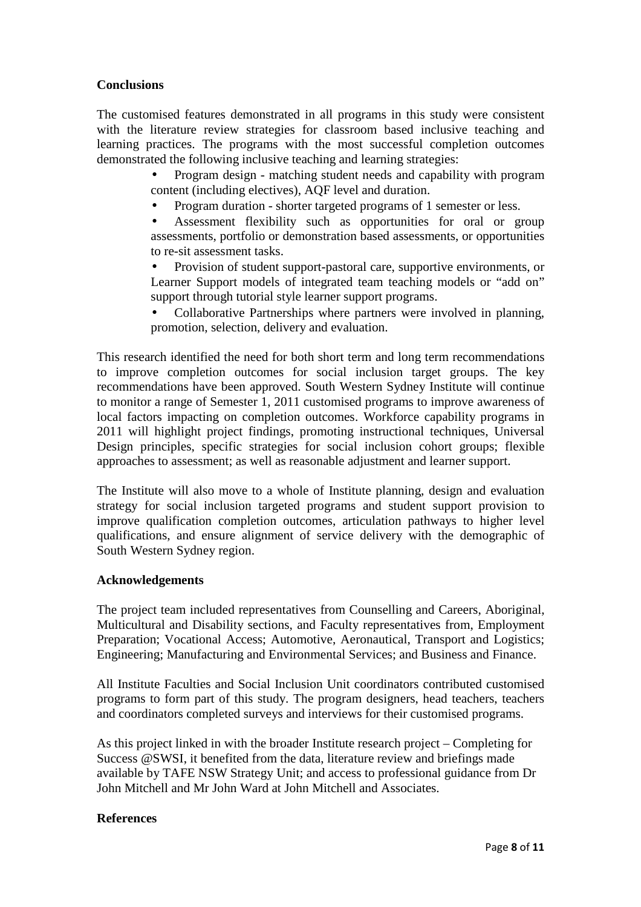**Conclusions**

The customised features demonstrated in all programs in this study were consistent with the literature review strategies for classroom based inclusive teaching and learning practices. The programs with the most successful completion outcomes demonstrated the following inclusive teaching and learning strategies:

- Program design - matching student needs and capability with program content (including electives), AQF level and duration.
- Program duration - shorter targeted programs of 1 semester or less.
- Assessment flexibility such as opportunities for oral or group assessments, portfolio or demonstration based assessments, or opportunities to re-sit assessment tasks.
- Provision of student support-pastoral care, supportive environments, or Learner Support models of integrated team teaching models or "add on" support through tutorial style learner support programs.
- Collaborative Partnerships where partners were involved in planning, promotion, selection, delivery and evaluation.

This research identified the need for both short term and long term recommendations to improve completion outcomes for social inclusion target groups. The key recommendations have been approved. South Western Sydney Institute will continue to monitor a range of Semester 1, 2011 customised programs to improve awareness of local factors impacting on completion outcomes. Workforce capability programs in 2011 will highlight project findings, promoting instructional techniques, Universal Design principles, specific strategies for social inclusion cohort groups; flexible approaches to assessment; as well as reasonable adjustment and learner support.

The Institute will also move to a whole of Institute planning, design and evaluation strategy for social inclusion targeted programs and student support provision to improve qualification completion outcomes, articulation pathways to higher level qualifications, and ensure alignment of service delivery with the demographic of South Western Sydney region.

**Acknowledgements**

The project team included representatives from Counselling and Careers, Aboriginal, Multicultural and Disability sections, and Faculty representatives from, Employment Preparation; Vocational Access; Automotive, Aeronautical, Transport and Logistics; Engineering; Manufacturing and Environmental Services; and Business and Finance.

All Institute Faculties and Social Inclusion Unit coordinators contributed customised programs to form part of this study. The program designers, head teachers, teachers and coordinators completed surveys and interviews for their customised programs.

As this project linked in with the broader Institute research project – Completing for Success @SWSI, it benefited from the data, literature review and briefings made available by TAFE NSW Strategy Unit; and access to professional guidance from Dr John Mitchell and Mr John Ward at John Mitchell and Associates.

**References**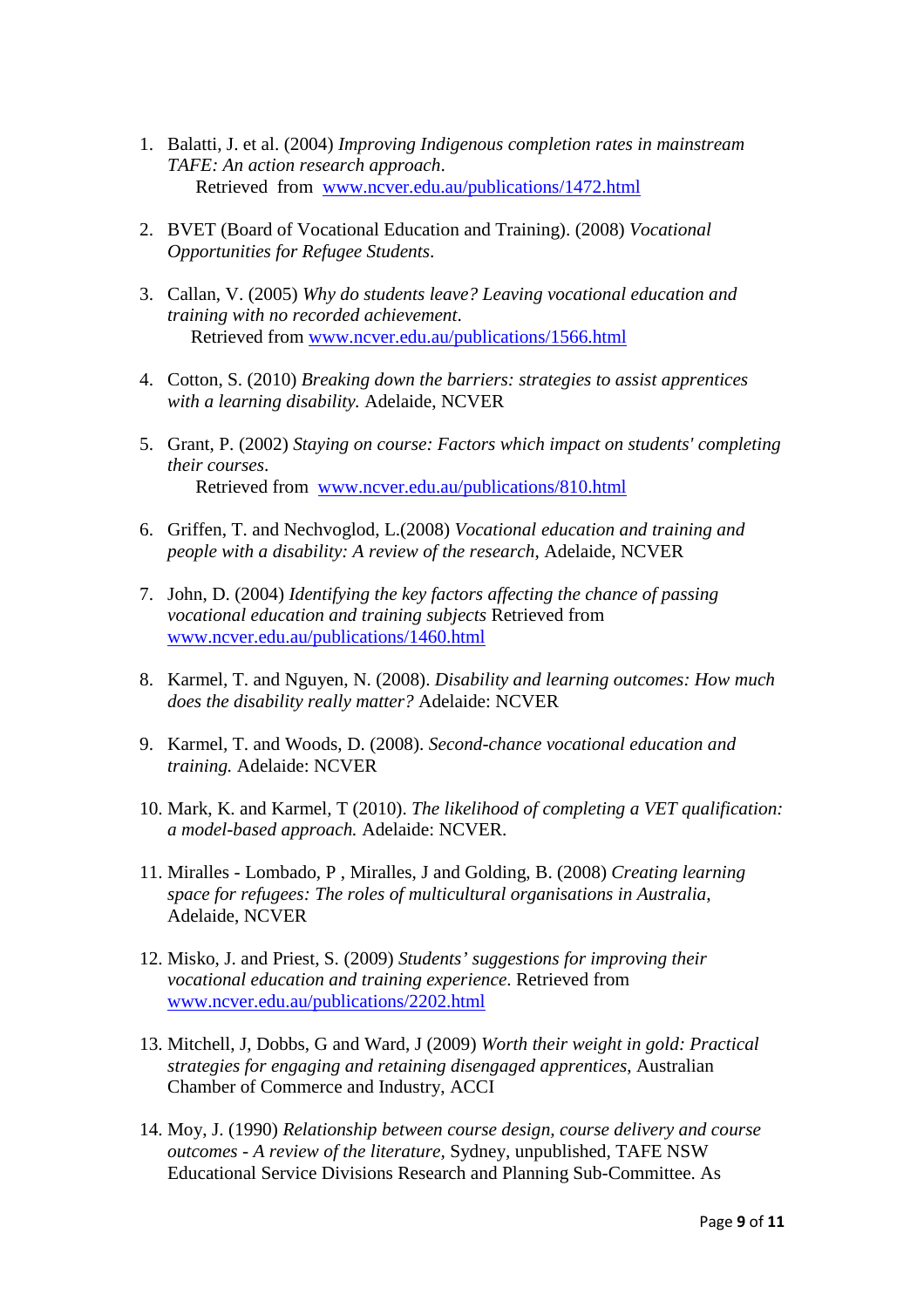1. Balatti, J. et al. (2004) *Improving Indigenous completion rates in mainstream TAFE: An action research approach*.
   Retrieved from [www.ncver.edu.au/publications/1472.html](www.ncver.edu.au/publications/1472.html)

2. BVET (Board of Vocational Education and Training). (2008) *Vocational Opportunities for Refugee Students.*

3. Callan, V. (2005) *Why do students leave? Leaving vocational education and training with no recorded achievement*.
   Retrieved from [www.ncver.edu.au/publications/1566.html](www.ncver.edu.au/publications/1566.html)

4. Cotton, S. (2010) *Breaking down the barriers: strategies to assist apprentices with a learning disability.* Adelaide, NCVER

5. Grant, P. (2002) *Staying on course: Factors which impact on students' completing their courses*.
   Retrieved from [www.ncver.edu.au/publications/810.html](www.ncver.edu.au/publications/810.html)

6. Griffen, T. and Nechvoglod, L.(2008) *Vocational education and training and people with a disability: A review of the research*, Adelaide, NCVER

7. John, D. (2004) *Identifying the key factors affecting the chance of passing vocational education and training subjects* Retrieved from [www.ncver.edu.au/publications/1460.html](www.ncver.edu.au/publications/1460.html)

8. Karmel, T. and Nguyen, N. (2008). *Disability and learning outcomes: How much does the disability really matter?* Adelaide: NCVER

9. Karmel, T. and Woods, D. (2008). *Second-chance vocational education and training.* Adelaide: NCVER

10. Mark, K. and Karmel, T (2010). *The likelihood of completing a VET qualification: a model-based approach.* Adelaide: NCVER.

11. Miralles - Lombado, P , Miralles, J and Golding, B. (2008) *Creating learning space for refugees: The roles of multicultural organisations in Australia*, Adelaide, NCVER

12. Misko, J. and Priest, S. (2009) *Students' suggestions for improving their vocational education and training experience*. Retrieved from [www.ncver.edu.au/publications/2202.html](www.ncver.edu.au/publications/2202.html)

13. Mitchell, J, Dobbs, G and Ward, J (2009) *Worth their weight in gold: Practical strategies for engaging and retaining disengaged apprentices*, Australian Chamber of Commerce and Industry, ACCI

14. Moy, J. (1990) *Relationship between course design, course delivery and course outcomes - A review of the literature*, Sydney, unpublished, TAFE NSW Educational Service Divisions Research and Planning Sub-Committee. As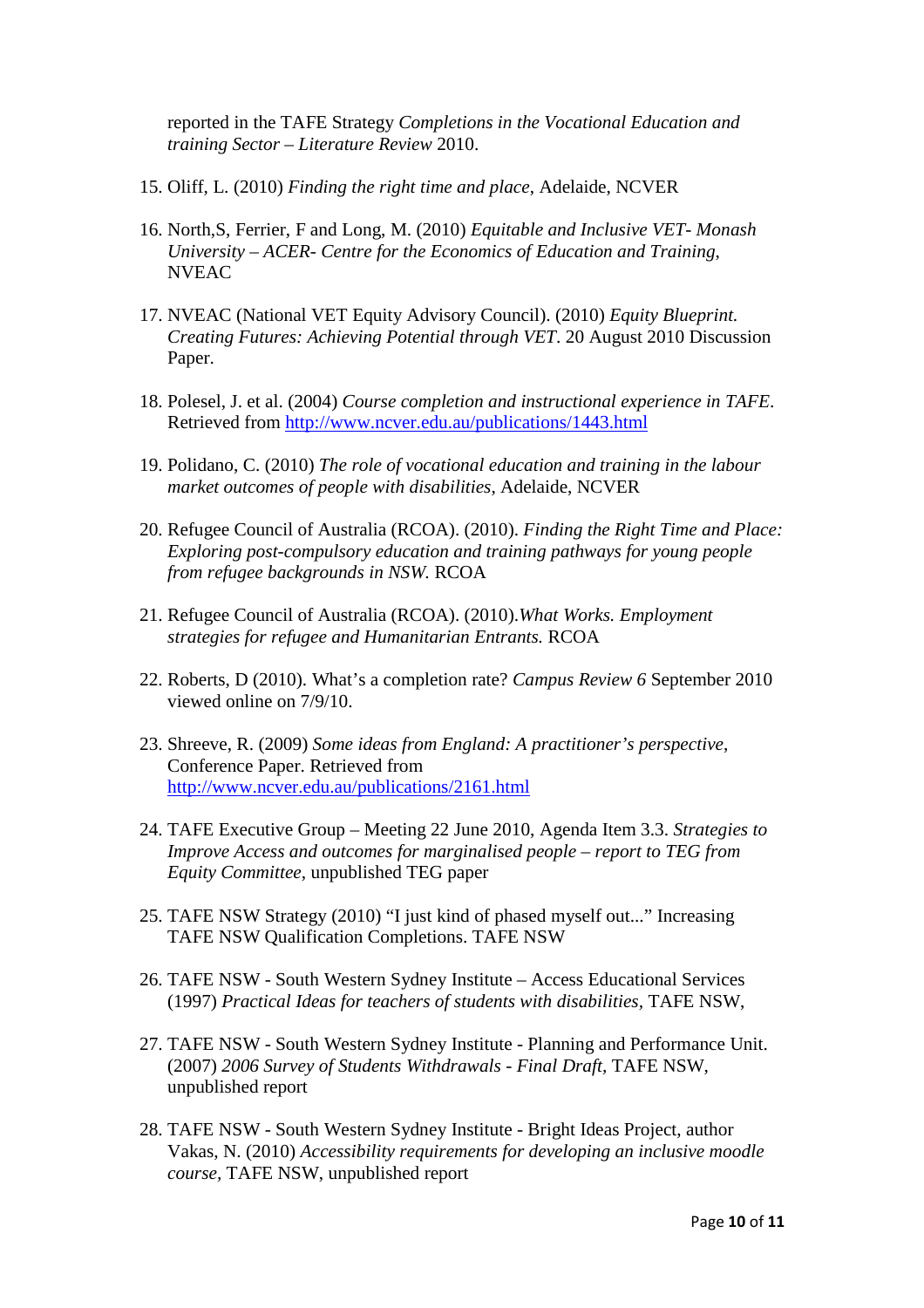reported in the TAFE Strategy *Completions in the Vocational Education and training Sector – Literature Review* 2010.

15. Oliff, L. (2010) *Finding the right time and place*, Adelaide, NCVER

16. North,S, Ferrier, F and Long, M. (2010) *Equitable and Inclusive VET- Monash University – ACER- Centre for the Economics of Education and Training*, NVEAC

17. NVEAC (National VET Equity Advisory Council). (2010) *Equity Blueprint. Creating Futures: Achieving Potential through VET*. 20 August 2010 Discussion Paper.

18. Polesel, J. et al. (2004) *Course completion and instructional experience in TAFE*. Retrieved from http://www.ncver.edu.au/publications/1443.html

19. Polidano, C. (2010) *The role of vocational education and training in the labour market outcomes of people with disabilities*, Adelaide, NCVER

20. Refugee Council of Australia (RCOA). (2010). *Finding the Right Time and Place: Exploring post-compulsory education and training pathways for young people from refugee backgrounds in NSW.* RCOA

21. Refugee Council of Australia (RCOA). (2010).*What Works. Employment strategies for refugee and Humanitarian Entrants.* RCOA

22. Roberts, D (2010). What's a completion rate? *Campus Review 6* September 2010 viewed online on 7/9/10.

23. Shreeve, R. (2009) *Some ideas from England: A practitioner's perspective*, Conference Paper. Retrieved from http://www.ncver.edu.au/publications/2161.html

24. TAFE Executive Group – Meeting 22 June 2010, Agenda Item 3.3. *Strategies to Improve Access and outcomes for marginalised people – report to TEG from Equity Committee*, unpublished TEG paper

25. TAFE NSW Strategy (2010) "I just kind of phased myself out..." Increasing TAFE NSW Qualification Completions. TAFE NSW

26. TAFE NSW - South Western Sydney Institute – Access Educational Services (1997) *Practical Ideas for teachers of students with disabilities*, TAFE NSW,

27. TAFE NSW - South Western Sydney Institute - Planning and Performance Unit. (2007) *2006 Survey of Students Withdrawals - Final Draft*, TAFE NSW, unpublished report

28. TAFE NSW - South Western Sydney Institute - Bright Ideas Project, author Vakas, N. (2010) *Accessibility requirements for developing an inclusive moodle course*, TAFE NSW, unpublished report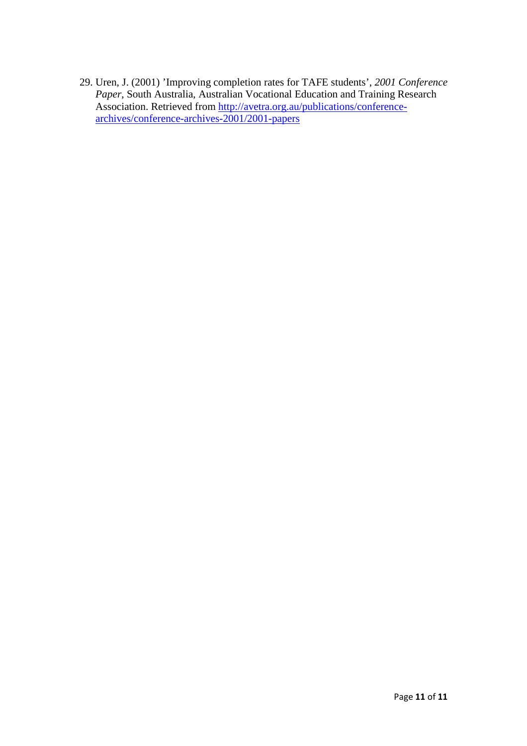29. Uren, J. (2001) 'Improving completion rates for TAFE students', *2001 Conference Paper*, South Australia, Australian Vocational Education and Training Research Association. Retrieved from [http://avetra.org.au/publications/conference-archives/conference-archives-2001/2001-papers](http://avetra.org.au/publications/conference-archives/conference-archives-2001/2001-papers)